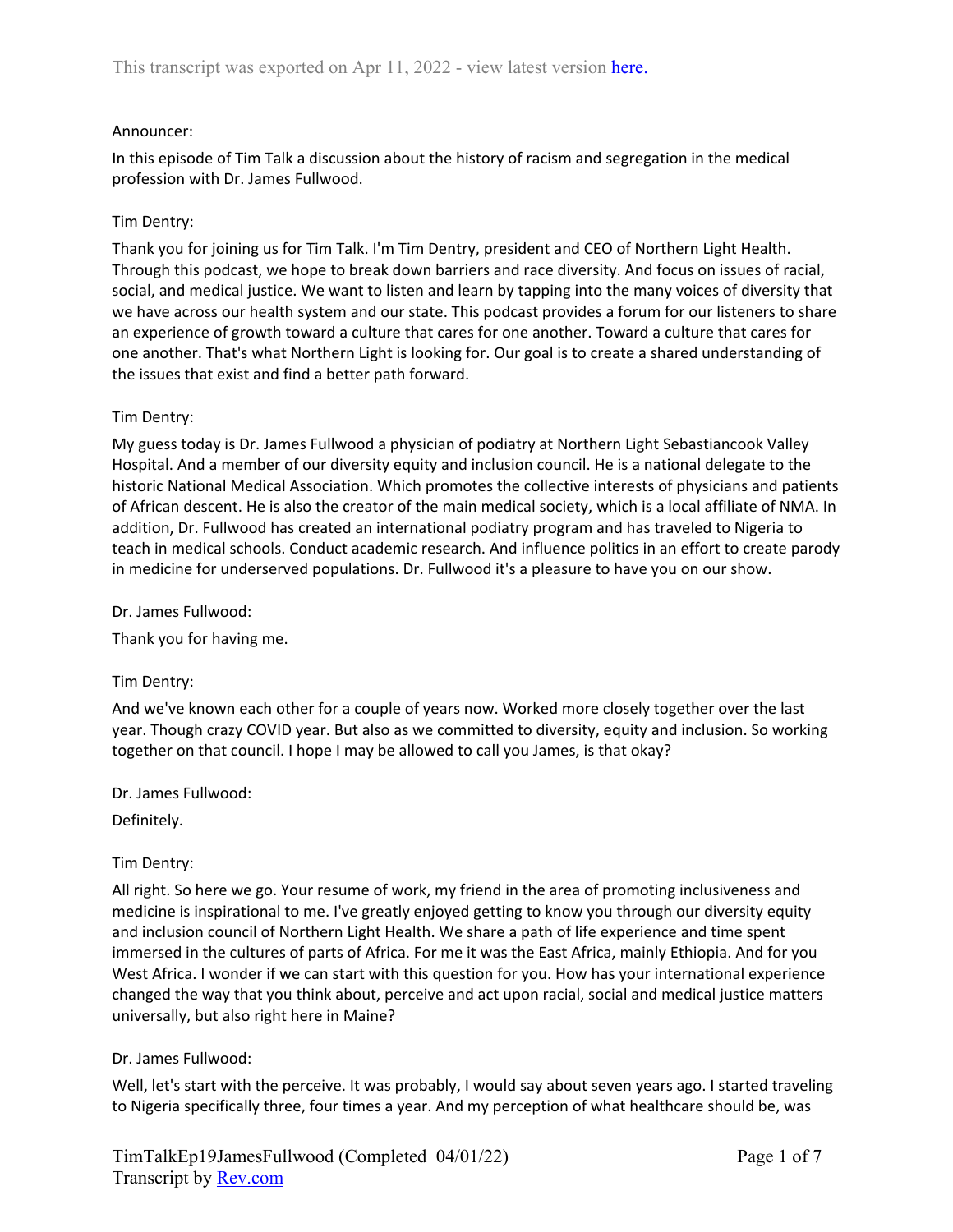This transcript was exported on Apr 11, 2022 - view latest version here.

Announcer:

In this episode of Tim Talk a discussion about the history of racism and segregation in the medical profession with Dr. James Fullwood.

Tim Dentry:

Thank you for joining us for Tim Talk. I'm Tim Dentry, president and CEO of Northern Light Health. Through this podcast, we hope to break down barriers and race diversity. And focus on issues of racial, social, and medical justice. We want to listen and learn by tapping into the many voices of diversity that we have across our health system and our state. This podcast provides a forum for our listeners to share an experience of growth toward a culture that cares for one another. Toward a culture that cares for one another. That's what Northern Light is looking for. Our goal is to create a shared understanding of the issues that exist and find a better path forward.

Tim Dentry:

My guess today is Dr. James Fullwood a physician of podiatry at Northern Light Sebastiancook Valley Hospital. And a member of our diversity equity and inclusion council. He is a national delegate to the historic National Medical Association. Which promotes the collective interests of physicians and patients of African descent. He is also the creator of the main medical society, which is a local affiliate of NMA. In addition, Dr. Fullwood has created an international podiatry program and has traveled to Nigeria to teach in medical schools. Conduct academic research. And influence politics in an effort to create parody in medicine for underserved populations. Dr. Fullwood it's a pleasure to have you on our show.

Dr. James Fullwood:

Thank you for having me.

Tim Dentry:

And we've known each other for a couple of years now. Worked more closely together over the last year. Though crazy COVID year. But also as we committed to diversity, equity and inclusion. So working together on that council. I hope I may be allowed to call you James, is that okay?

Dr. James Fullwood:

Definitely.

Tim Dentry:

All right. So here we go. Your resume of work, my friend in the area of promoting inclusiveness and medicine is inspirational to me. I've greatly enjoyed getting to know you through our diversity equity and inclusion council of Northern Light Health. We share a path of life experience and time spent immersed in the cultures of parts of Africa. For me it was the East Africa, mainly Ethiopia. And for you West Africa. I wonder if we can start with this question for you. How has your international experience changed the way that you think about, perceive and act upon racial, social and medical justice matters universally, but also right here in Maine?

Dr. James Fullwood:

Well, let's start with the perceive. It was probably, I would say about seven years ago. I started traveling to Nigeria specifically three, four times a year. And my perception of what healthcare should be, was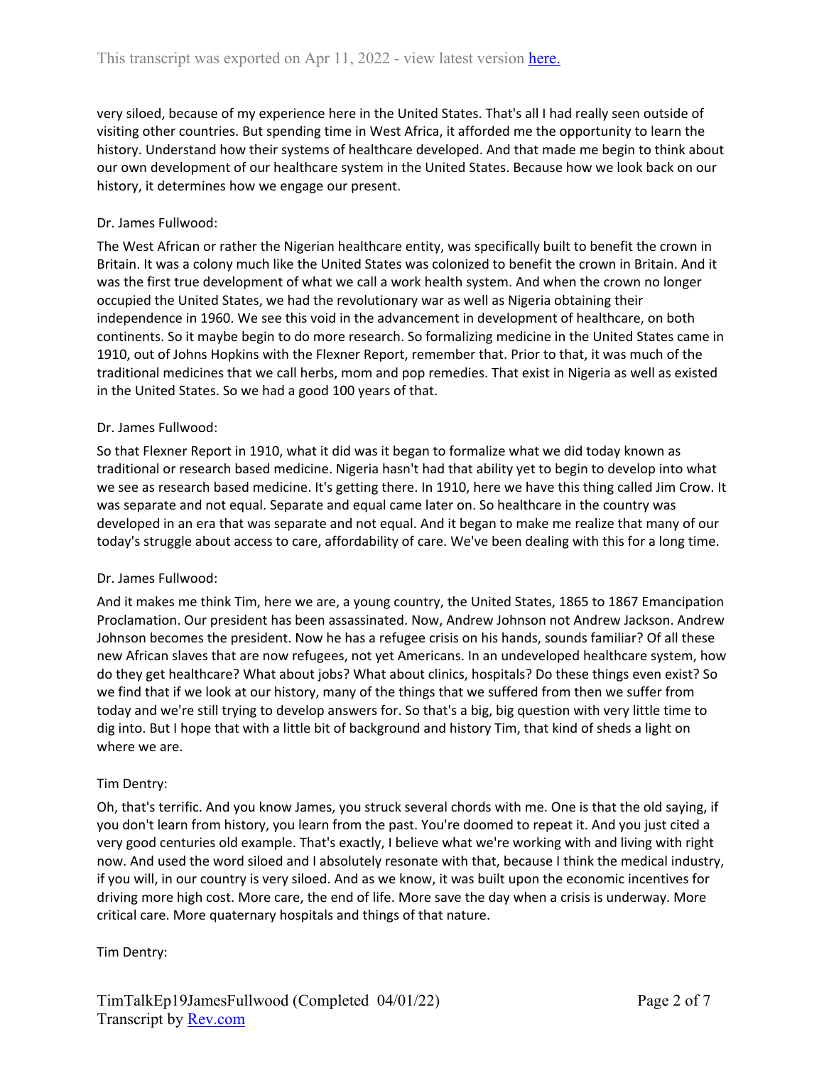very siloed, because of my experience here in the United States. That's all I had really seen outside of visiting other countries. But spending time in West Africa, it afforded me the opportunity to learn the history. Understand how their systems of healthcare developed. And that made me begin to think about our own development of our healthcare system in the United States. Because how we look back on our history, it determines how we engage our present.

Dr. James Fullwood:

The West African or rather the Nigerian healthcare entity, was specifically built to benefit the crown in Britain. It was a colony much like the United States was colonized to benefit the crown in Britain. And it was the first true development of what we call a work health system. And when the crown no longer occupied the United States, we had the revolutionary war as well as Nigeria obtaining their independence in 1960. We see this void in the advancement in development of healthcare, on both continents. So it maybe begin to do more research. So formalizing medicine in the United States came in 1910, out of Johns Hopkins with the Flexner Report, remember that. Prior to that, it was much of the traditional medicines that we call herbs, mom and pop remedies. That exist in Nigeria as well as existed in the United States. So we had a good 100 years of that.

Dr. James Fullwood:

So that Flexner Report in 1910, what it did was it began to formalize what we did today known as traditional or research based medicine. Nigeria hasn't had that ability yet to begin to develop into what we see as research based medicine. It's getting there. In 1910, here we have this thing called Jim Crow. It was separate and not equal. Separate and equal came later on. So healthcare in the country was developed in an era that was separate and not equal. And it began to make me realize that many of our today's struggle about access to care, affordability of care. We've been dealing with this for a long time.

Dr. James Fullwood:

And it makes me think Tim, here we are, a young country, the United States, 1865 to 1867 Emancipation Proclamation. Our president has been assassinated. Now, Andrew Johnson not Andrew Jackson. Andrew Johnson becomes the president. Now he has a refugee crisis on his hands, sounds familiar? Of all these new African slaves that are now refugees, not yet Americans. In an undeveloped healthcare system, how do they get healthcare? What about jobs? What about clinics, hospitals? Do these things even exist? So we find that if we look at our history, many of the things that we suffered from then we suffer from today and we're still trying to develop answers for. So that's a big, big question with very little time to dig into. But I hope that with a little bit of background and history Tim, that kind of sheds a light on where we are.

Tim Dentry:

Oh, that's terrific. And you know James, you struck several chords with me. One is that the old saying, if you don't learn from history, you learn from the past. You're doomed to repeat it. And you just cited a very good centuries old example. That's exactly, I believe what we're working with and living with right now. And used the word siloed and I absolutely resonate with that, because I think the medical industry, if you will, in our country is very siloed. And as we know, it was built upon the economic incentives for driving more high cost. More care, the end of life. More save the day when a crisis is underway. More critical care. More quaternary hospitals and things of that nature.

Tim Dentry: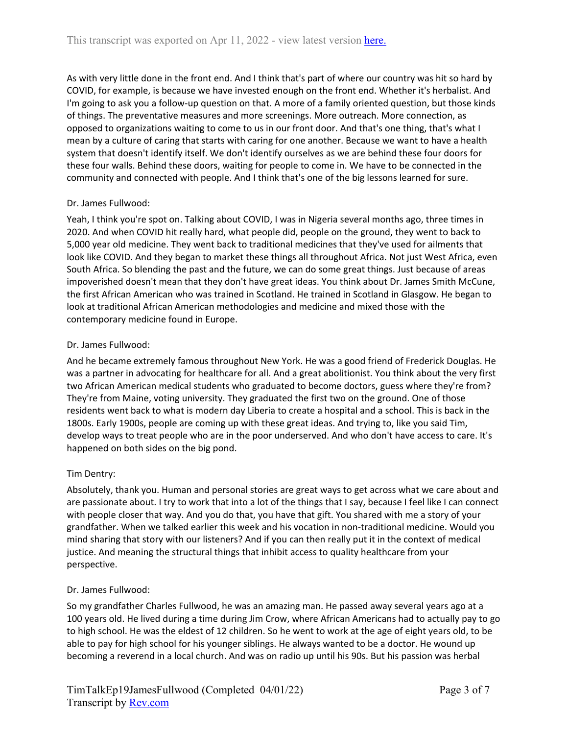As with very little done in the front end. And I think that's part of where our country was hit so hard by COVID, for example, is because we have invested enough on the front end. Whether it's herbalist. And I'm going to ask you a follow-up question on that. A more of a family oriented question, but those kinds of things. The preventative measures and more screenings. More outreach. More connection, as opposed to organizations waiting to come to us in our front door. And that's one thing, that's what I mean by a culture of caring that starts with caring for one another. Because we want to have a health system that doesn't identify itself. We don't identify ourselves as we are behind these four doors for these four walls. Behind these doors, waiting for people to come in. We have to be connected in the community and connected with people. And I think that's one of the big lessons learned for sure.

Dr. James Fullwood:

Yeah, I think you're spot on. Talking about COVID, I was in Nigeria several months ago, three times in 2020. And when COVID hit really hard, what people did, people on the ground, they went to back to 5,000 year old medicine. They went back to traditional medicines that they've used for ailments that look like COVID. And they began to market these things all throughout Africa. Not just West Africa, even South Africa. So blending the past and the future, we can do some great things. Just because of areas impoverished doesn't mean that they don't have great ideas. You think about Dr. James Smith McCune, the first African American who was trained in Scotland. He trained in Scotland in Glasgow. He began to look at traditional African American methodologies and medicine and mixed those with the contemporary medicine found in Europe.

Dr. James Fullwood:

And he became extremely famous throughout New York. He was a good friend of Frederick Douglas. He was a partner in advocating for healthcare for all. And a great abolitionist. You think about the very first two African American medical students who graduated to become doctors, guess where they're from? They're from Maine, voting university. They graduated the first two on the ground. One of those residents went back to what is modern day Liberia to create a hospital and a school. This is back in the 1800s. Early 1900s, people are coming up with these great ideas. And trying to, like you said Tim, develop ways to treat people who are in the poor underserved. And who don't have access to care. It's happened on both sides on the big pond.

Tim Dentry:

Absolutely, thank you. Human and personal stories are great ways to get across what we care about and are passionate about. I try to work that into a lot of the things that I say, because I feel like I can connect with people closer that way. And you do that, you have that gift. You shared with me a story of your grandfather. When we talked earlier this week and his vocation in non-traditional medicine. Would you mind sharing that story with our listeners? And if you can then really put it in the context of medical justice. And meaning the structural things that inhibit access to quality healthcare from your perspective.

Dr. James Fullwood:

So my grandfather Charles Fullwood, he was an amazing man. He passed away several years ago at a 100 years old. He lived during a time during Jim Crow, where African Americans had to actually pay to go to high school. He was the eldest of 12 children. So he went to work at the age of eight years old, to be able to pay for high school for his younger siblings. He always wanted to be a doctor. He wound up becoming a reverend in a local church. And was on radio up until his 90s. But his passion was herbal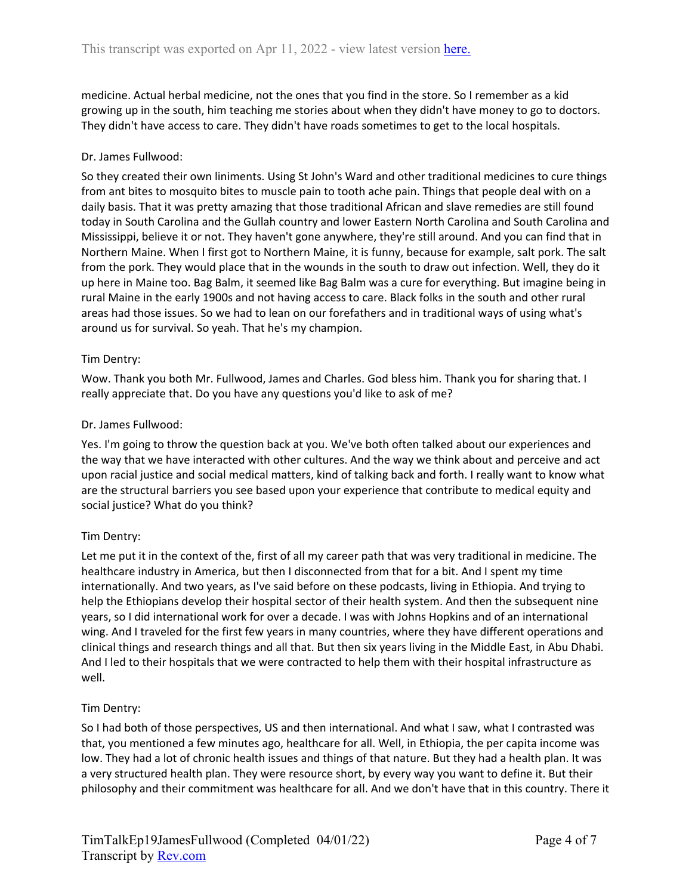medicine. Actual herbal medicine, not the ones that you find in the store. So I remember as a kid growing up in the south, him teaching me stories about when they didn't have money to go to doctors. They didn't have access to care. They didn't have roads sometimes to get to the local hospitals.

Dr. James Fullwood:

So they created their own liniments. Using St John's Ward and other traditional medicines to cure things from ant bites to mosquito bites to muscle pain to tooth ache pain. Things that people deal with on a daily basis. That it was pretty amazing that those traditional African and slave remedies are still found today in South Carolina and the Gullah country and lower Eastern North Carolina and South Carolina and Mississippi, believe it or not. They haven't gone anywhere, they're still around. And you can find that in Northern Maine. When I first got to Northern Maine, it is funny, because for example, salt pork. The salt from the pork. They would place that in the wounds in the south to draw out infection. Well, they do it up here in Maine too. Bag Balm, it seemed like Bag Balm was a cure for everything. But imagine being in rural Maine in the early 1900s and not having access to care. Black folks in the south and other rural areas had those issues. So we had to lean on our forefathers and in traditional ways of using what's around us for survival. So yeah. That he's my champion.

Tim Dentry:

Wow. Thank you both Mr. Fullwood, James and Charles. God bless him. Thank you for sharing that. I really appreciate that. Do you have any questions you'd like to ask of me?

Dr. James Fullwood:

Yes. I'm going to throw the question back at you. We've both often talked about our experiences and the way that we have interacted with other cultures. And the way we think about and perceive and act upon racial justice and social medical matters, kind of talking back and forth. I really want to know what are the structural barriers you see based upon your experience that contribute to medical equity and social justice? What do you think?

Tim Dentry:

Let me put it in the context of the, first of all my career path that was very traditional in medicine. The healthcare industry in America, but then I disconnected from that for a bit. And I spent my time internationally. And two years, as I've said before on these podcasts, living in Ethiopia. And trying to help the Ethiopians develop their hospital sector of their health system. And then the subsequent nine years, so I did international work for over a decade. I was with Johns Hopkins and of an international wing. And I traveled for the first few years in many countries, where they have different operations and clinical things and research things and all that. But then six years living in the Middle East, in Abu Dhabi. And I led to their hospitals that we were contracted to help them with their hospital infrastructure as well.

Tim Dentry:

So I had both of those perspectives, US and then international. And what I saw, what I contrasted was that, you mentioned a few minutes ago, healthcare for all. Well, in Ethiopia, the per capita income was low. They had a lot of chronic health issues and things of that nature. But they had a health plan. It was a very structured health plan. They were resource short, by every way you want to define it. But their philosophy and their commitment was healthcare for all. And we don't have that in this country. There it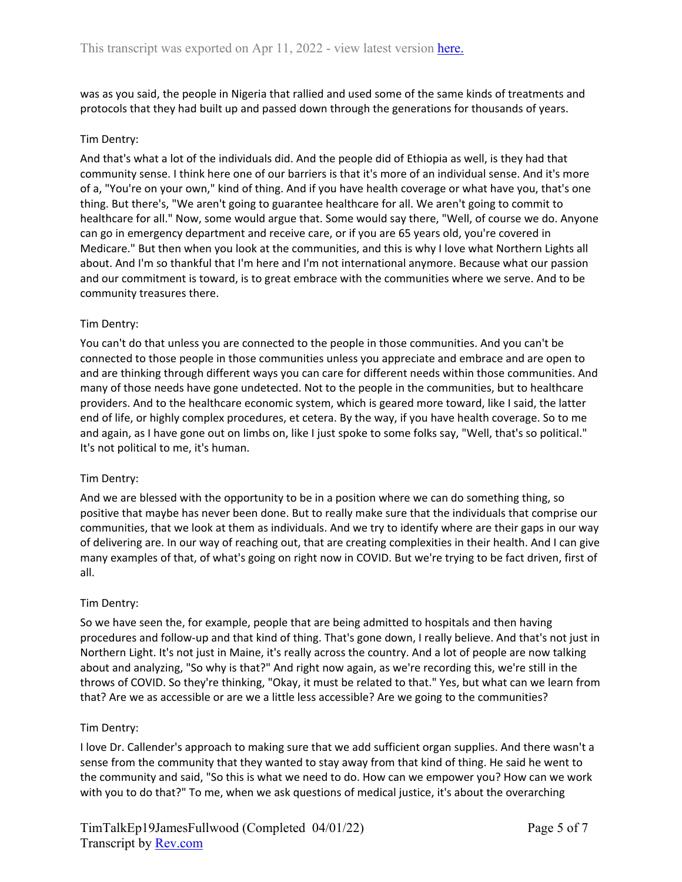was as you said, the people in Nigeria that rallied and used some of the same kinds of treatments and protocols that they had built up and passed down through the generations for thousands of years.

Tim Dentry:

And that's what a lot of the individuals did. And the people did of Ethiopia as well, is they had that community sense. I think here one of our barriers is that it's more of an individual sense. And it's more of a, "You're on your own," kind of thing. And if you have health coverage or what have you, that's one thing. But there's, "We aren't going to guarantee healthcare for all. We aren't going to commit to healthcare for all." Now, some would argue that. Some would say there, "Well, of course we do. Anyone can go in emergency department and receive care, or if you are 65 years old, you're covered in Medicare." But then when you look at the communities, and this is why I love what Northern Lights all about. And I'm so thankful that I'm here and I'm not international anymore. Because what our passion and our commitment is toward, is to great embrace with the communities where we serve. And to be community treasures there.

Tim Dentry:

You can't do that unless you are connected to the people in those communities. And you can't be connected to those people in those communities unless you appreciate and embrace and are open to and are thinking through different ways you can care for different needs within those communities. And many of those needs have gone undetected. Not to the people in the communities, but to healthcare providers. And to the healthcare economic system, which is geared more toward, like I said, the latter end of life, or highly complex procedures, et cetera. By the way, if you have health coverage. So to me and again, as I have gone out on limbs on, like I just spoke to some folks say, "Well, that's so political." It's not political to me, it's human.

Tim Dentry:

And we are blessed with the opportunity to be in a position where we can do something thing, so positive that maybe has never been done. But to really make sure that the individuals that comprise our communities, that we look at them as individuals. And we try to identify where are their gaps in our way of delivering are. In our way of reaching out, that are creating complexities in their health. And I can give many examples of that, of what's going on right now in COVID. But we're trying to be fact driven, first of all.

Tim Dentry:

So we have seen the, for example, people that are being admitted to hospitals and then having procedures and follow-up and that kind of thing. That's gone down, I really believe. And that's not just in Northern Light. It's not just in Maine, it's really across the country. And a lot of people are now talking about and analyzing, "So why is that?" And right now again, as we're recording this, we're still in the throws of COVID. So they're thinking, "Okay, it must be related to that." Yes, but what can we learn from that? Are we as accessible or are we a little less accessible? Are we going to the communities?

Tim Dentry:

I love Dr. Callender's approach to making sure that we add sufficient organ supplies. And there wasn't a sense from the community that they wanted to stay away from that kind of thing. He said he went to the community and said, "So this is what we need to do. How can we empower you? How can we work with you to do that?" To me, when we ask questions of medical justice, it's about the overarching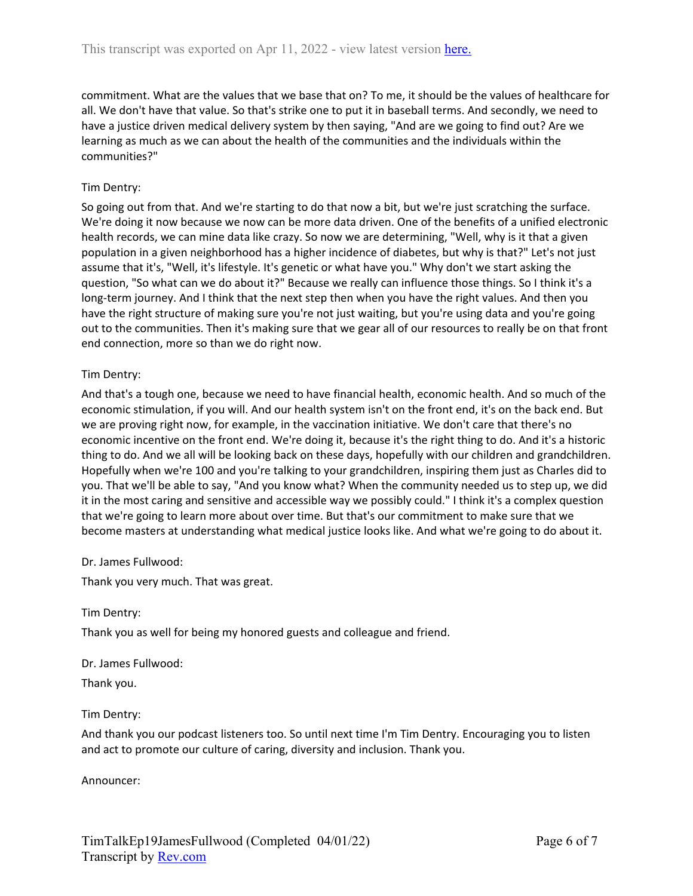commitment. What are the values that we base that on? To me, it should be the values of healthcare for all. We don't have that value. So that's strike one to put it in baseball terms. And secondly, we need to have a justice driven medical delivery system by then saying, "And are we going to find out? Are we learning as much as we can about the health of the communities and the individuals within the communities?"

Tim Dentry:

So going out from that. And we're starting to do that now a bit, but we're just scratching the surface. We're doing it now because we now can be more data driven. One of the benefits of a unified electronic health records, we can mine data like crazy. So now we are determining, "Well, why is it that a given population in a given neighborhood has a higher incidence of diabetes, but why is that?" Let's not just assume that it's, "Well, it's lifestyle. It's genetic or what have you." Why don't we start asking the question, "So what can we do about it?" Because we really can influence those things. So I think it's a long-term journey. And I think that the next step then when you have the right values. And then you have the right structure of making sure you're not just waiting, but you're using data and you're going out to the communities. Then it's making sure that we gear all of our resources to really be on that front end connection, more so than we do right now.

Tim Dentry:

And that's a tough one, because we need to have financial health, economic health. And so much of the economic stimulation, if you will. And our health system isn't on the front end, it's on the back end. But we are proving right now, for example, in the vaccination initiative. We don't care that there's no economic incentive on the front end. We're doing it, because it's the right thing to do. And it's a historic thing to do. And we all will be looking back on these days, hopefully with our children and grandchildren. Hopefully when we're 100 and you're talking to your grandchildren, inspiring them just as Charles did to you. That we'll be able to say, "And you know what? When the community needed us to step up, we did it in the most caring and sensitive and accessible way we possibly could." I think it's a complex question that we're going to learn more about over time. But that's our commitment to make sure that we become masters at understanding what medical justice looks like. And what we're going to do about it.

Dr. James Fullwood:

Thank you very much. That was great.

Tim Dentry:

Thank you as well for being my honored guests and colleague and friend.

Dr. James Fullwood:

Thank you.

Tim Dentry:

And thank you our podcast listeners too. So until next time I'm Tim Dentry. Encouraging you to listen and act to promote our culture of caring, diversity and inclusion. Thank you.

Announcer: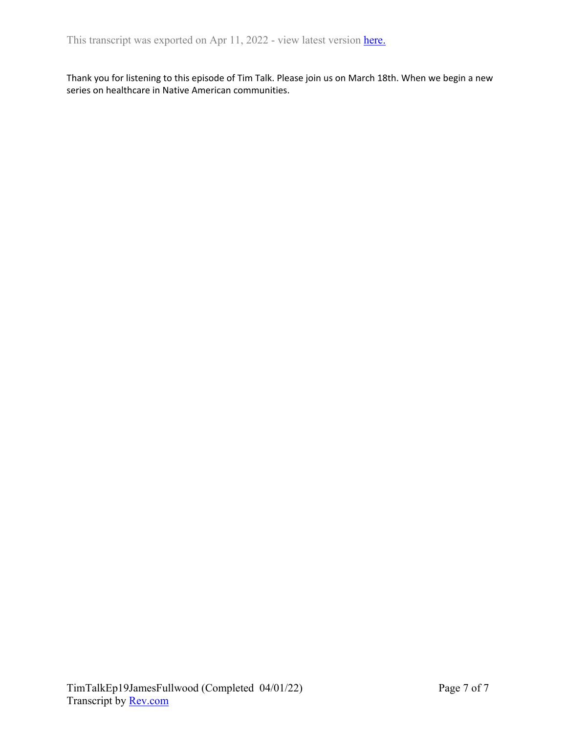Thank you for listening to this episode of Tim Talk. Please join us on March 18th. When we begin a new series on healthcare in Native American communities.